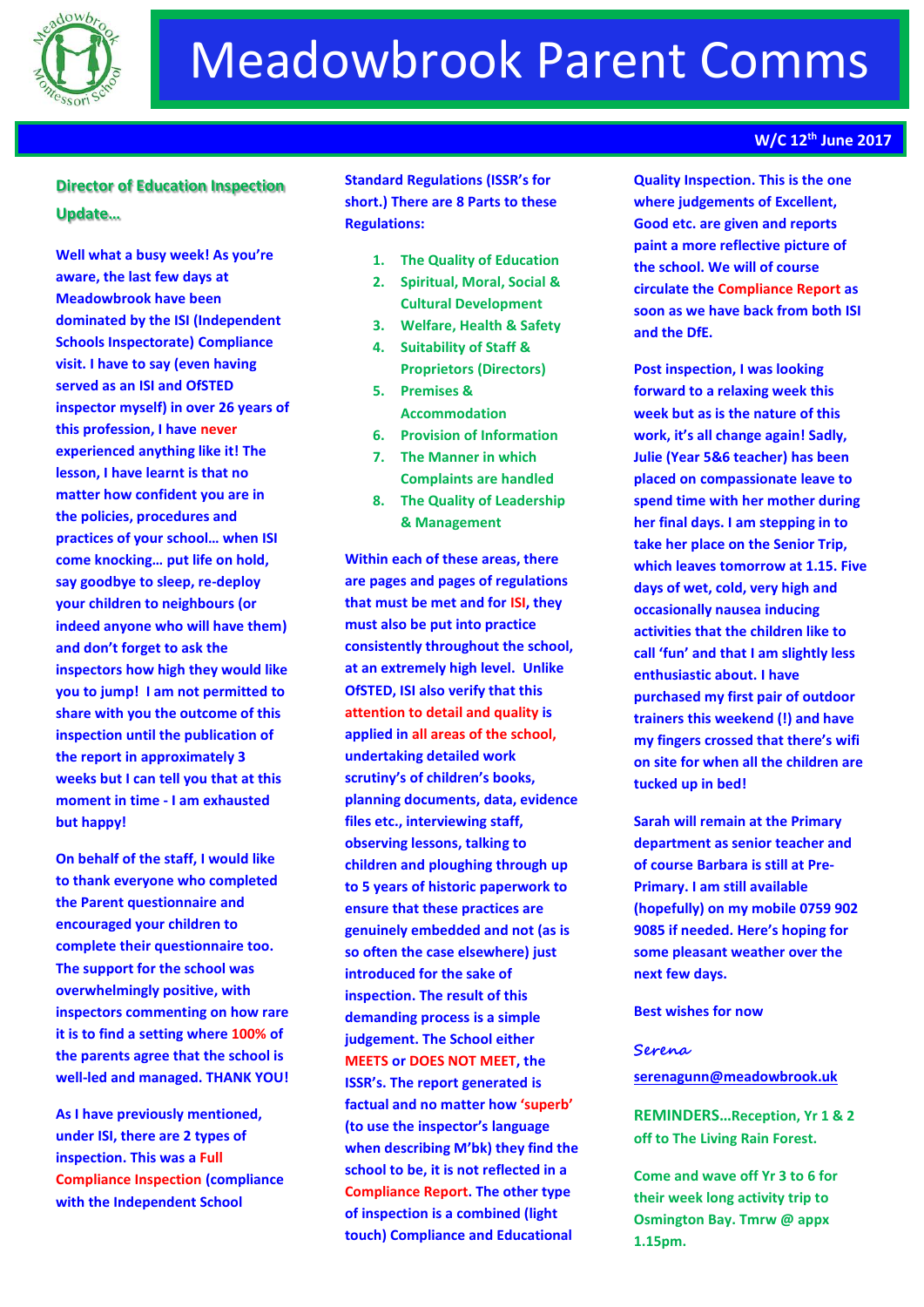# Meadowbrook Parent Comms

**W/C 12th June 2017**

## Director of Education Inspection Update…

**Well what a busy week! As you're aware, the last few days at Meadowbrook have been dominated by the ISI (Independent Schools Inspectorate) Compliance visit. I have to say (even having served as an ISI and OfSTED inspector myself) in over 26 years of this profession, I have never experienced anything like it! The lesson, I have learnt is that no matter how confident you are in the policies, procedures and practices of your school… when ISI come knocking… put life on hold, say goodbye to sleep, re-deploy your children to neighbours (or indeed anyone who will have them) and don't forget to ask the inspectors how high they would like you to jump! I am not permitted to share with you the outcome of this inspection until the publication of the report in approximately 3 weeks but I can tell you that at this moment in time - I am exhausted but happy!**

**On behalf of the staff, I would like to thank everyone who completed the Parent questionnaire and encouraged your children to complete their questionnaire too. The support for the school was overwhelmingly positive, with inspectors commenting on how rare it is to find a setting where 100% of the parents agree that the school is well-led and managed. THANK YOU!**

**As I have previously mentioned, under ISI, there are 2 types of inspection. This was a Full Compliance Inspection (compliance with the Independent School Standard Regulations (ISSR's for short.) There are 8 Parts to these Regulations:**

1. **The Quality of Education**
2. **Spiritual, Moral, Social & Cultural Development**
3. **Welfare, Health & Safety**
4. **Suitability of Staff & Proprietors (Directors)**
5. **Premises & Accommodation**
6. **Provision of Information**
7. **The Manner in which Complaints are handled**
8. **The Quality of Leadership & Management**

**Within each of these areas, there are pages and pages of regulations that must be met and for ISI, they must also be put into practice consistently throughout the school, at an extremely high level. Unlike OfSTED, ISI also verify that this attention to detail and quality is applied in all areas of the school, undertaking detailed work scrutiny's of children's books, planning documents, data, evidence files etc., interviewing staff, observing lessons, talking to children and ploughing through up to 5 years of historic paperwork to ensure that these practices are genuinely embedded and not (as is so often the case elsewhere) just introduced for the sake of inspection. The result of this demanding process is a simple judgement. The School either MEETS or DOES NOT MEET, the ISSR's. The report generated is factual and no matter how 'superb' (to use the inspector's language when describing M'bk) they find the school to be, it is not reflected in a Compliance Report. The other type of inspection is a combined (light touch) Compliance and Educational Quality Inspection. This is the one where judgements of Excellent, Good etc. are given and reports paint a more reflective picture of the school. We will of course circulate the Compliance Report as soon as we have back from both ISI and the DfE.**

**Post inspection, I was looking forward to a relaxing week this week but as is the nature of this work, it's all change again! Sadly, Julie (Year 5&6 teacher) has been placed on compassionate leave to spend time with her mother during her final days. I am stepping in to take her place on the Senior Trip, which leaves tomorrow at 1.15. Five days of wet, cold, very high and occasionally nausea inducing activities that the children like to call 'fun' and that I am slightly less enthusiastic about. I have purchased my first pair of outdoor trainers this weekend (!) and have my fingers crossed that there's wifi on site for when all the children are tucked up in bed!**

**Sarah will remain at the Primary department as senior teacher and of course Barbara is still at Pre-Primary. I am still available (hopefully) on my mobile 0759 902 9085 if needed. Here's hoping for some pleasant weather over the next few days.**

**Best wishes for now**

*Serena*

**serenagunn@meadowbrook.uk**

**REMINDERS…Reception, Yr 1 & 2 off to The Living Rain Forest.**

**Come and wave off Yr 3 to 6 for their week long activity trip to Osmington Bay. Tmrw @ appx 1.15pm.**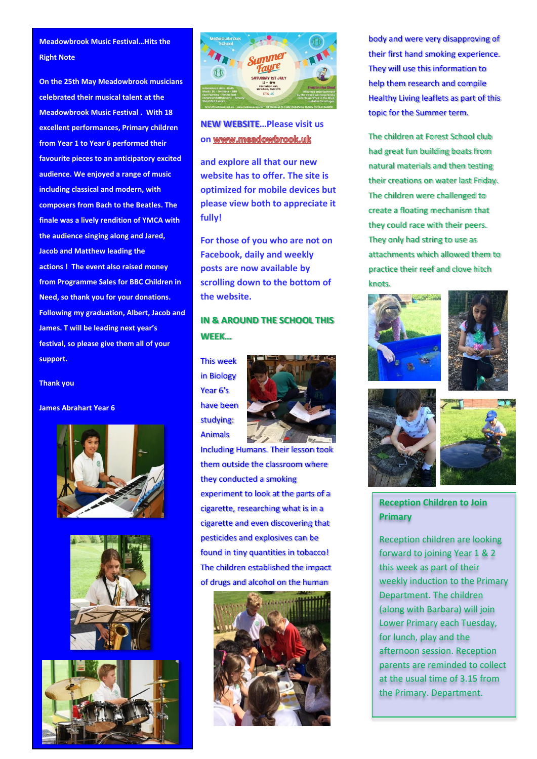## Meadowbrook Music Festival…Hits the Right Note

On the 25th May Meadowbrook musicians celebrated their musical talent at the Meadowbrook Music Festival . With 18 excellent performances, Primary children from Year 1 to Year 6 performed their favourite pieces to an anticipatory excited audience. We enjoyed a range of music including classical and modern, with composers from Bach to the Beatles. The finale was a lively rendition of YMCA with the audience singing along and Jared, Jacob and Matthew leading the actions ! The event also raised money from Programme Sales for BBC Children in Need, so thank you for your donations. Following my graduation, Albert, Jacob and James. T will be leading next year's festival, so please give them all of your support.

Thank you

James Abrahart Year 6

**NEW WEBSITE…Please visit us on www.meadowbrook.uk**

**and explore all that our new website has to offer. The site is optimized for mobile devices but please view both to appreciate it fully!**

**For those of you who are not on Facebook, daily and weekly posts are now available by scrolling down to the bottom of the website.**

## IN & AROUND THE SCHOOL THIS WEEK…

This week in Biology Year 6's have been studying: Animals Including Humans. Their lesson took them outside the classroom where they conducted a smoking experiment to look at the parts of a cigarette, researching what is in a cigarette and even discovering that pesticides and explosives can be found in tiny quantities in tobacco! The children established the impact of drugs and alcohol on the human body and were very disapproving of their first hand smoking experience. They will use this information to help them research and compile Healthy Living leaflets as part of this topic for the Summer term.

The children at Forest School club had great fun building boats from natural materials and then testing their creations on water last Friday. The children were challenged to create a floating mechanism that they could race with their peers. They only had string to use as attachments which allowed them to practice their reef and clove hitch knots.

## Reception Children to Join Primary

Reception children are looking forward to joining Year 1 & 2 this week as part of their weekly induction to the Primary Department. The children (along with Barbara) will join Lower Primary each Tuesday, for lunch, play and the afternoon session. Reception parents are reminded to collect at the usual time of 3.15 from the Primary. Department.